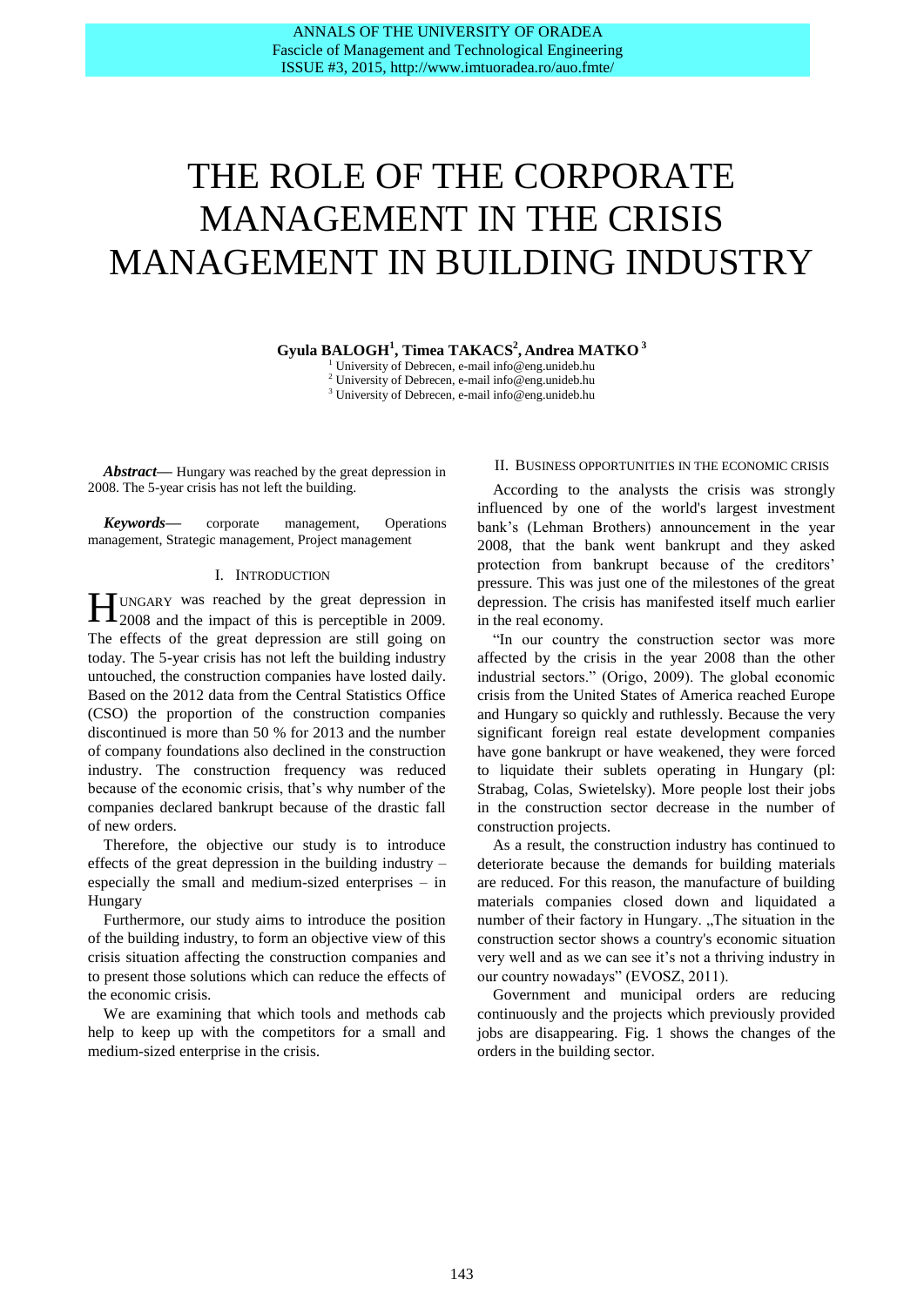# THE ROLE OF THE CORPORATE MANAGEMENT IN THE CRISIS MANAGEMENT IN BUILDING INDUSTRY

**Gyula BALOGH[1], Timea TAKACS[2], Andrea MATKO[3]**

[1] University of Debrecen, e-mail info@eng.unideb.hu
[2] University of Debrecen, e-mail info@eng.unideb.hu
[3] University of Debrecen, e-mail info@eng.unideb.hu

***Abstract*—** Hungary was reached by the great depression in 2008. The 5-year crisis has not left the building.

***Keywords*—** corporate management, Operations management, Strategic management, Project management

## I. Introduction

Hungary was reached by the great depression in 2008 and the impact of this is perceptible in 2009. The effects of the great depression are still going on today. The 5-year crisis has not left the building industry untouched, the construction companies have losted daily. Based on the 2012 data from the Central Statistics Office (CSO) the proportion of the construction companies discontinued is more than 50 % for 2013 and the number of company foundations also declined in the construction industry. The construction frequency was reduced because of the economic crisis, that's why number of the companies declared bankrupt because of the drastic fall of new orders.

Therefore, the objective our study is to introduce effects of the great depression in the building industry – especially the small and medium-sized enterprises – in Hungary

Furthermore, our study aims to introduce the position of the building industry, to form an objective view of this crisis situation affecting the construction companies and to present those solutions which can reduce the effects of the economic crisis.

We are examining that which tools and methods cab help to keep up with the competitors for a small and medium-sized enterprise in the crisis.

## II. Business opportunities in the economic crisis

According to the analysts the crisis was strongly influenced by one of the world's largest investment bank's (Lehman Brothers) announcement in the year 2008, that the bank went bankrupt and they asked protection from bankrupt because of the creditors' pressure. This was just one of the milestones of the great depression. The crisis has manifested itself much earlier in the real economy.

"In our country the construction sector was more affected by the crisis in the year 2008 than the other industrial sectors." (Origo, 2009). The global economic crisis from the United States of America reached Europe and Hungary so quickly and ruthlessly. Because the very significant foreign real estate development companies have gone bankrupt or have weakened, they were forced to liquidate their sublets operating in Hungary (pl: Strabag, Colas, Swietelsky). More people lost their jobs in the construction sector decrease in the number of construction projects.

As a result, the construction industry has continued to deteriorate because the demands for building materials are reduced. For this reason, the manufacture of building materials companies closed down and liquidated a number of their factory in Hungary. „The situation in the construction sector shows a country's economic situation very well and as we can see it's not a thriving industry in our country nowadays" (EVOSZ, 2011).

Government and municipal orders are reducing continuously and the projects which previously provided jobs are disappearing. Fig. 1 shows the changes of the orders in the building sector.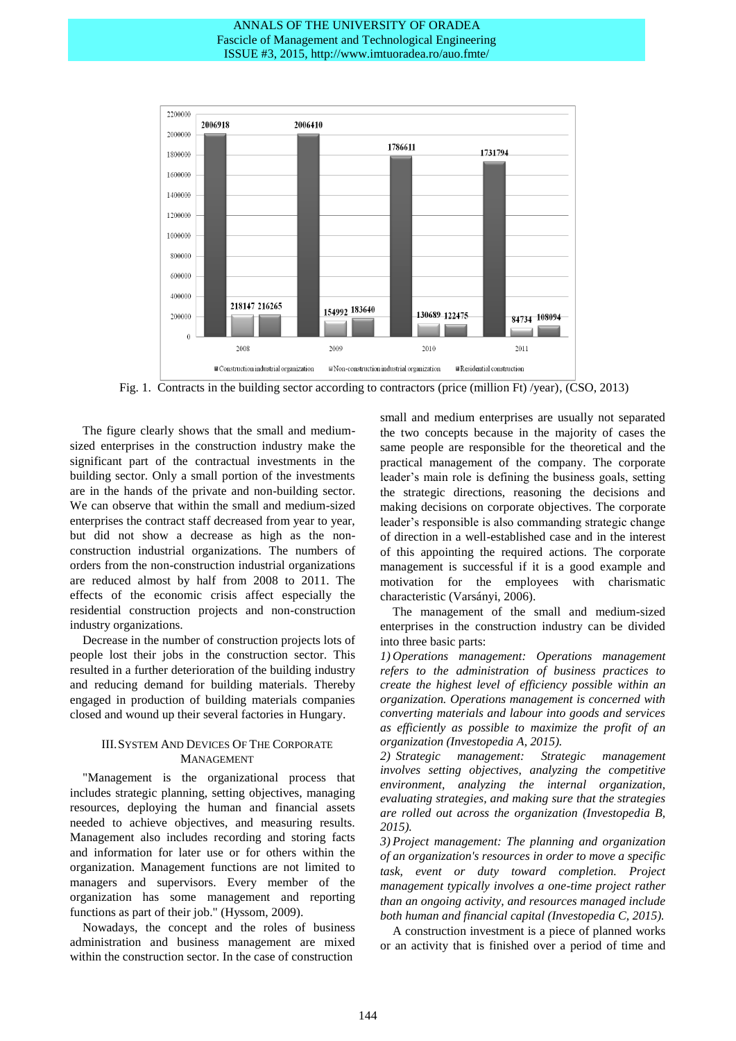Fig. 1. Contracts in the building sector according to contractors (price (million Ft) /year), (CSO, 2013)

The figure clearly shows that the small and medium-sized enterprises in the construction industry make the significant part of the contractual investments in the building sector. Only a small portion of the investments are in the hands of the private and non-building sector. We can observe that within the small and medium-sized enterprises the contract staff decreased from year to year, but did not show a decrease as high as the non-construction industrial organizations. The numbers of orders from the non-construction industrial organizations are reduced almost by half from 2008 to 2011. The effects of the economic crisis affect especially the residential construction projects and non-construction industry organizations.

Decrease in the number of construction projects lots of people lost their jobs in the construction sector. This resulted in a further deterioration of the building industry and reducing demand for building materials. Thereby engaged in production of building materials companies closed and wound up their several factories in Hungary.

## III. System And Devices Of The Corporate Management

"Management is the organizational process that includes strategic planning, setting objectives, managing resources, deploying the human and financial assets needed to achieve objectives, and measuring results. Management also includes recording and storing facts and information for later use or for others within the organization. Management functions are not limited to managers and supervisors. Every member of the organization has some management and reporting functions as part of their job." (Hyssom, 2009).

Nowadays, the concept and the roles of business administration and business management are mixed within the construction sector. In the case of construction small and medium enterprises are usually not separated the two concepts because in the majority of cases the same people are responsible for the theoretical and the practical management of the company. The corporate leader's main role is defining the business goals, setting the strategic directions, reasoning the decisions and making decisions on corporate objectives. The corporate leader's responsible is also commanding strategic change of direction in a well-established case and in the interest of this appointing the required actions. The corporate management is successful if it is a good example and motivation for the employees with charismatic characteristic (Varsányi, 2006).

The management of the small and medium-sized enterprises in the construction industry can be divided into three basic parts:

*1) Operations management: Operations management refers to the administration of business practices to create the highest level of efficiency possible within an organization. Operations management is concerned with converting materials and labour into goods and services as efficiently as possible to maximize the profit of an organization (Investopedia A, 2015).*

*2) Strategic management: Strategic management involves setting objectives, analyzing the competitive environment, analyzing the internal organization, evaluating strategies, and making sure that the strategies are rolled out across the organization (Investopedia B, 2015).*

*3) Project management: The planning and organization of an organization's resources in order to move a specific task, event or duty toward completion. Project management typically involves a one-time project rather than an ongoing activity, and resources managed include both human and financial capital (Investopedia C, 2015).*

A construction investment is a piece of planned works or an activity that is finished over a period of time and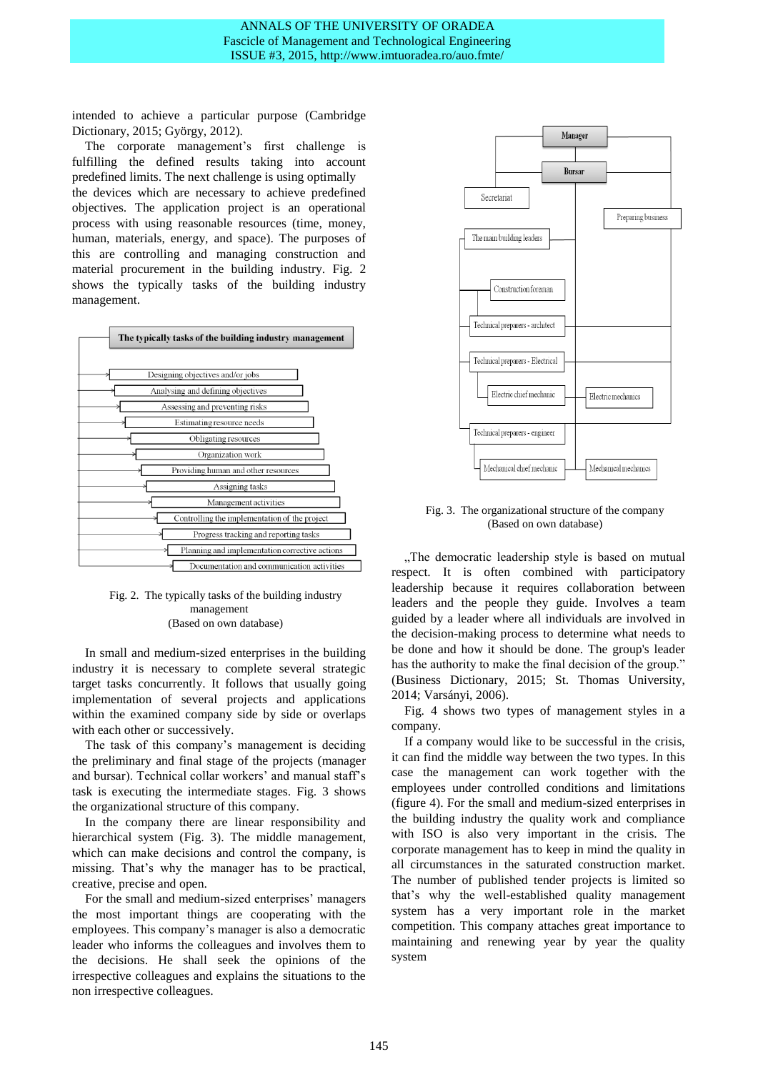intended to achieve a particular purpose (Cambridge Dictionary, 2015; György, 2012).

The corporate management's first challenge is fulfilling the defined results taking into account predefined limits. The next challenge is using optimally the devices which are necessary to achieve predefined objectives. The application project is an operational process with using reasonable resources (time, money, human, materials, energy, and space). The purposes of this are controlling and managing construction and material procurement in the building industry. Fig. 2 shows the typically tasks of the building industry management.

**The typically tasks of the building industry management**

- Designing objectives and/or jobs
- Analysing and defining objectives
- Assessing and preventing risks
- Estimating resource needs
- Obligating resources
- Organization work
- Providing human and other resources
- Assigning tasks
- Management activities
- Controlling the implementation of the project
- Progress tracking and reporting tasks
- Planning and implementation corrective actions
- Documentation and communication activities

Fig. 2. The typically tasks of the building industry management
(Based on own database)

In small and medium-sized enterprises in the building industry it is necessary to complete several strategic target tasks concurrently. It follows that usually going implementation of several projects and applications within the examined company side by side or overlaps with each other or successively.

The task of this company's management is deciding the preliminary and final stage of the projects (manager and bursar). Technical collar workers' and manual staff's task is executing the intermediate stages. Fig. 3 shows the organizational structure of this company.

In the company there are linear responsibility and hierarchical system (Fig. 3). The middle management, which can make decisions and control the company, is missing. That's why the manager has to be practical, creative, precise and open.

For the small and medium-sized enterprises' managers the most important things are cooperating with the employees. This company's manager is also a democratic leader who informs the colleagues and involves them to the decisions. He shall seek the opinions of the irrespective colleagues and explains the situations to the non irrespective colleagues.

Manager
- Bursar
  - Secretariat
  - Preparing business
  - The main building leaders
    - Construction foreman
  - Technical preparers - architect
  - Technical preparers - Electrical
    - Electric chief mechanic
    - Electric mechanics
  - Technical preparers - engineer
    - Mechanical chief mechanic
    - Mechanical mechanics

Fig. 3. The organizational structure of the company
(Based on own database)

„The democratic leadership style is based on mutual respect. It is often combined with participatory leadership because it requires collaboration between leaders and the people they guide. Involves a team guided by a leader where all individuals are involved in the decision-making process to determine what needs to be done and how it should be done. The group's leader has the authority to make the final decision of the group." (Business Dictionary, 2015; St. Thomas University, 2014; Varsányi, 2006).

Fig. 4 shows two types of management styles in a company.

If a company would like to be successful in the crisis, it can find the middle way between the two types. In this case the management can work together with the employees under controlled conditions and limitations (figure 4). For the small and medium-sized enterprises in the building industry the quality work and compliance with ISO is also very important in the crisis. The corporate management has to keep in mind the quality in all circumstances in the saturated construction market. The number of published tender projects is limited so that's why the well-established quality management system has a very important role in the market competition. This company attaches great importance to maintaining and renewing year by year the quality system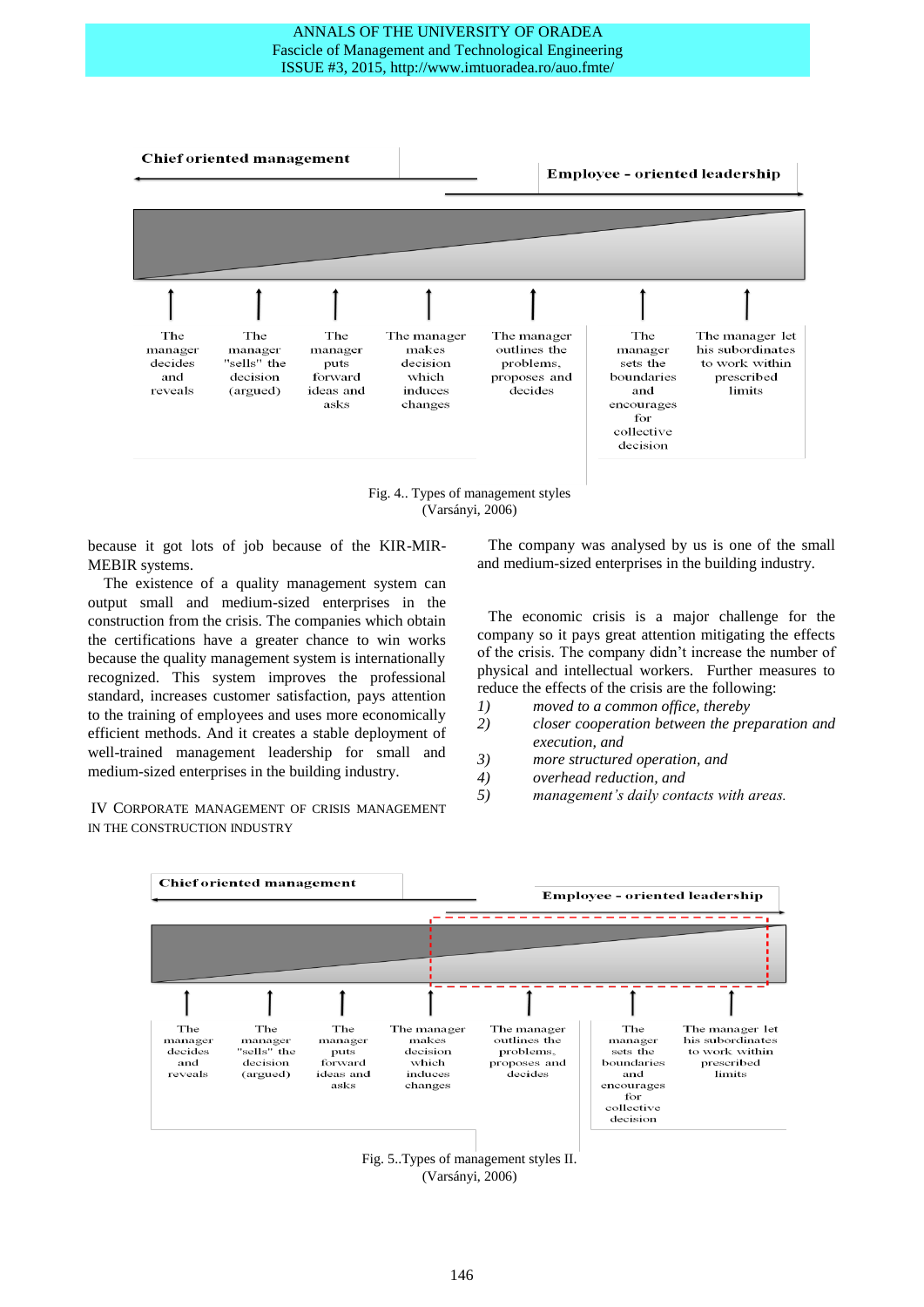Chief oriented management

Employee - oriented leadership

| The manager decides and reveals | The manager "sells" the decision (argued) | The manager puts forward ideas and asks | The manager makes decision which induces changes | The manager outlines the problems, proposes and decides | The manager sets the boundaries and encourages for collective decision | The manager let his subordinates to work within prescribed limits |
|---|---|---|---|---|---|---|

Fig. 4.. Types of management styles (Varsányi, 2006)

because it got lots of job because of the KIR-MIR-MEBIR systems.

The existence of a quality management system can output small and medium-sized enterprises in the construction from the crisis. The companies which obtain the certifications have a greater chance to win works because the quality management system is internationally recognized. This system improves the professional standard, increases customer satisfaction, pays attention to the training of employees and uses more economically efficient methods. And it creates a stable deployment of well-trained management leadership for small and medium-sized enterprises in the building industry.

## IV Corporate management of crisis management in the construction industry

The company was analysed by us is one of the small and medium-sized enterprises in the building industry.

The economic crisis is a major challenge for the company so it pays great attention mitigating the effects of the crisis. The company didn't increase the number of physical and intellectual workers. Further measures to reduce the effects of the crisis are the following:

1) *moved to a common office, thereby*
2) *closer cooperation between the preparation and execution, and*
3) *more structured operation, and*
4) *overhead reduction, and*
5) *management's daily contacts with areas.*

Chief oriented management

Employee - oriented leadership

| The manager decides and reveals | The manager "sells" the decision (argued) | The manager puts forward ideas and asks | The manager makes decision which induces changes | The manager outlines the problems, proposes and decides | The manager sets the boundaries and encourages for collective decision | The manager let his subordinates to work within prescribed limits |
|---|---|---|---|---|---|---|

Fig. 5..Types of management styles II. (Varsányi, 2006)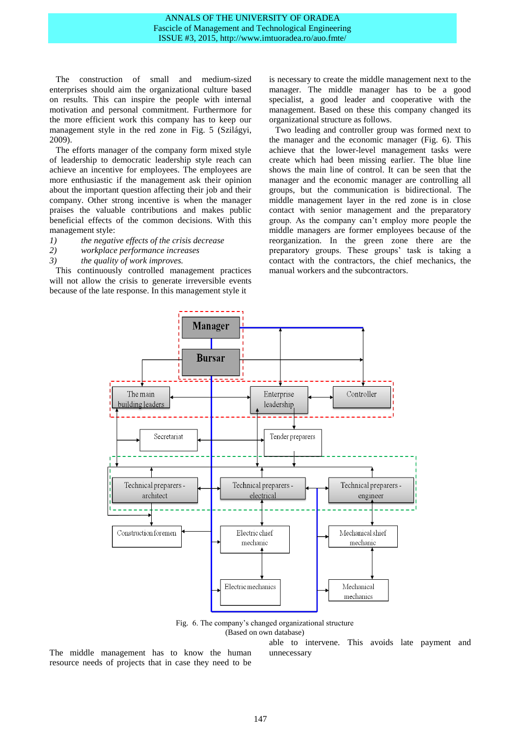The construction of small and medium-sized enterprises should aim the organizational culture based on results. This can inspire the people with internal motivation and personal commitment. Furthermore for the more efficient work this company has to keep our management style in the red zone in Fig. 5 (Szilágyi, 2009).

The efforts manager of the company form mixed style of leadership to democratic leadership style reach can achieve an incentive for employees. The employees are more enthusiastic if the management ask their opinion about the important question affecting their job and their company. Other strong incentive is when the manager praises the valuable contributions and makes public beneficial effects of the common decisions. With this management style:

1) *the negative effects of the crisis decrease*
2) *workplace performance increases*
3) *the quality of work improves.*

This continuously controlled management practices will not allow the crisis to generate irreversible events because of the late response. In this management style it is necessary to create the middle management next to the manager. The middle manager has to be a good specialist, a good leader and cooperative with the management. Based on these this company changed its organizational structure as follows.

Two leading and controller group was formed next to the manager and the economic manager (Fig. 6). This achieve that the lower-level management tasks were create which had been missing earlier. The blue line shows the main line of control. It can be seen that the manager and the economic manager are controlling all groups, but the communication is bidirectional. The middle management layer in the red zone is in close contact with senior management and the preparatory group. As the company can't employ more people the middle managers are former employees because of the reorganization. In the green zone there are the preparatory groups. These groups' task is taking a contact with the contractors, the chief mechanics, the manual workers and the subcontractors.

Manager

Bursar

The main building leaders | Enterprise leadership | Controller

Secretariat | Tender preparers

Technical preparers - architect | Technical preparers - electrical | Technical preparers - engineer

Construction foremen | Electric chief mechanic | Mechanical shief mechanic

Electric mechanics | Mechanical mechanics

Fig. 6. The company's changed organizational structure
(Based on own database)

The middle management has to know the human resource needs of projects that in case they need to be able to intervene. This avoids late payment and unnecessary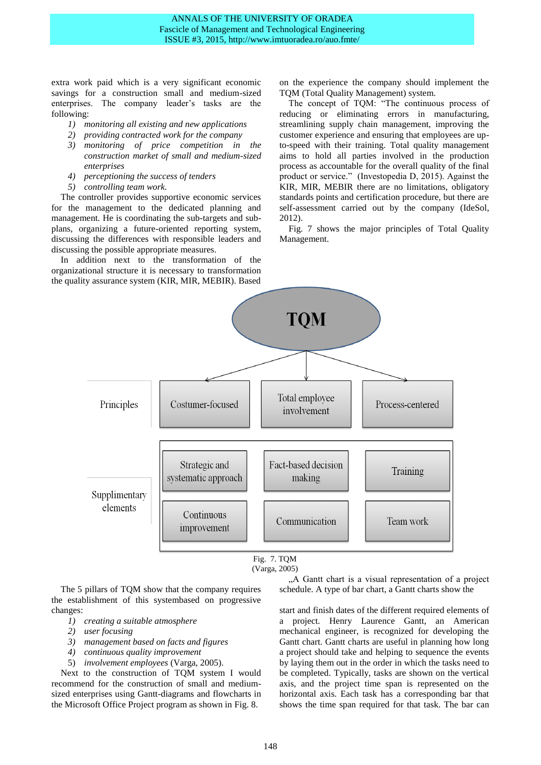extra work paid which is a very significant economic savings for a construction small and medium-sized enterprises. The company leader's tasks are the following:

1) *monitoring all existing and new applications*
2) *providing contracted work for the company*
3) *monitoring of price competition in the construction market of small and medium-sized enterprises*
4) *perceptioning the success of tenders*
5) *controlling team work.*

The controller provides supportive economic services for the management to the dedicated planning and management. He is coordinating the sub-targets and sub-plans, organizing a future-oriented reporting system, discussing the differences with responsible leaders and discussing the possible appropriate measures.

In addition next to the transformation of the organizational structure it is necessary to transformation the quality assurance system (KIR, MIR, MEBIR). Based on the experience the company should implement the TQM (Total Quality Management) system.

The concept of TQM: "The continuous process of reducing or eliminating errors in manufacturing, streamlining supply chain management, improving the customer experience and ensuring that employees are up-to-speed with their training. Total quality management aims to hold all parties involved in the production process as accountable for the overall quality of the final product or service." (Investopedia D, 2015). Against the KIR, MIR, MEBIR there are no limitations, obligatory standards points and certification procedure, but there are self-assessment carried out by the company (IdeSol, 2012).

Fig. 7 shows the major principles of Total Quality Management.

TQM

| | | | |
|---|---|---|---|
| Principles | Costumer-focused | Total employee involvement | Process-centered |
| Supplimentary elements | Strategic and systematic approach | Fact-based decision making | Training |
| | Continuous improvement | Communication | Team work |

Fig. 7. TQM
(Varga, 2005)

The 5 pillars of TQM show that the company requires the establishment of this systembased on progressive changes:

1) *creating a suitable atmosphere*
2) *user focusing*
3) *management based on facts and figures*
4) *continuous quality improvement*
5) *involvement employees* (Varga, 2005).

Next to the construction of TQM system I would recommend for the construction of small and medium-sized enterprises using Gantt-diagrams and flowcharts in the Microsoft Office Project program as shown in Fig. 8.

„A Gantt chart is a visual representation of a project schedule. A type of bar chart, a Gantt charts show the start and finish dates of the different required elements of a project. Henry Laurence Gantt, an American mechanical engineer, is recognized for developing the Gantt chart. Gantt charts are useful in planning how long a project should take and helping to sequence the events by laying them out in the order in which the tasks need to be completed. Typically, tasks are shown on the vertical axis, and the project time span is represented on the horizontal axis. Each task has a corresponding bar that shows the time span required for that task. The bar can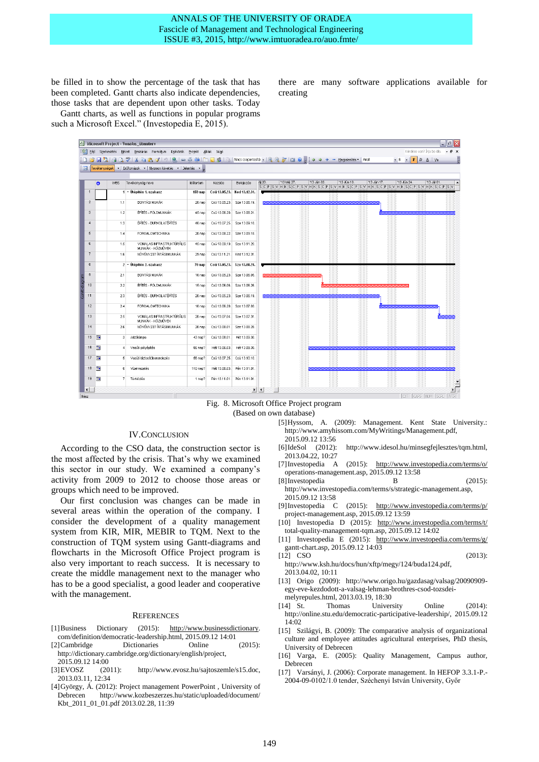be filled in to show the percentage of the task that has been completed. Gantt charts also indicate dependencies, those tasks that are dependent upon other tasks. Today there are many software applications available for creating Gantt charts, as well as functions in popular programs such a Microsoft Excel." (Investopedia E, 2015).

Fig. 8. Microsoft Office Project program
(Based on own database)

## IV. CONCLUSION

According to the CSO data, the construction sector is the most affected by the crisis. That's why we examined this sector in our study. We examined a company's activity from 2009 to 2012 to choose those areas or groups which need to be improved.

Our first conclusion was changes can be made in several areas within the operation of the company. I consider the development of a quality management system from KIR, MIR, MEBIR to TQM. Next to the construction of TQM system using Gantt-diagrams and flowcharts in the Microsoft Office Project program is also very important to reach success. It is necessary to create the middle management next to the manager who has to be a good specialist, a good leader and cooperative with the management.

## REFERENCES

[1] Business Dictionary (2015): http://www.businessdictionary.com/definition/democratic-leadership.html, 2015.09.12 14:01
[2] Cambridge Dictionaries Online (2015): http://dictionary.cambridge.org/dictionary/english/project, 2015.09.12 14:00
[3] EVOSZ (2011): http://www.evosz.hu/sajtoszemle/s15.doc, 2013.03.11, 12:34
[4] György, Á. (2012): Project management PowerPoint , University of Debrecen http://www.kozbeszerzes.hu/static/uploaded/document/Kbt_2011_01_01.pdf 2013.02.28, 11:39
[5] Hyssom, A. (2009): Management. Kent State University.: http://www.amyhissom.com/MyWritings/Management.pdf, 2015.09.12 13:56
[6] IdeSol (2012): http://www.idesol.hu/minsegfejlesztes/tqm.html, 2013.04.22, 10:27
[7] Investopedia A (2015): http://www.investopedia.com/terms/o/operations-management.asp, 2015.09.12 13:58
[8] Investopedia B (2015): http://www.investopedia.com/terms/s/strategic-management.asp, 2015.09.12 13:58
[9] Investopedia C (2015): http://www.investopedia.com/terms/p/project-management.asp, 2015.09.12 13:59
[10] Investopedia D (2015): http://www.investopedia.com/terms/t/total-quality-management-tqm.asp, 2015.09.12 14:02
[11] Investopedia E (2015): http://www.investopedia.com/terms/g/gantt-chart.asp, 2015.09.12 14:03
[12] CSO (2013): http://www.ksh.hu/docs/hun/xftp/megy/124/buda124.pdf, 2013.04.02, 10:11
[13] Origo (2009): http://www.origo.hu/gazdasag/valsag/20090909-egy-eve-kezdodott-a-valsag-lehman-brothres-csod-tozsdei-melyrepules.html, 2013.03.19, 18:30
[14] St. Thomas University Online (2014): http://online.stu.edu/democratic-participative-leadership/, 2015.09.12 14:02
[15] Szilágyi, B. (2009): The comparative analysis of organizational culture and employee attitudes agricultural enterprises, PhD thesis, University of Debrecen
[16] Varga, E. (2005): Quality Management, Campus author, Debrecen
[17] Varsányi, J. (2006): Corporate management. In HEFOP 3.3.1-P.-2004-09-0102/1.0 tender, Széchenyi István University, Győr